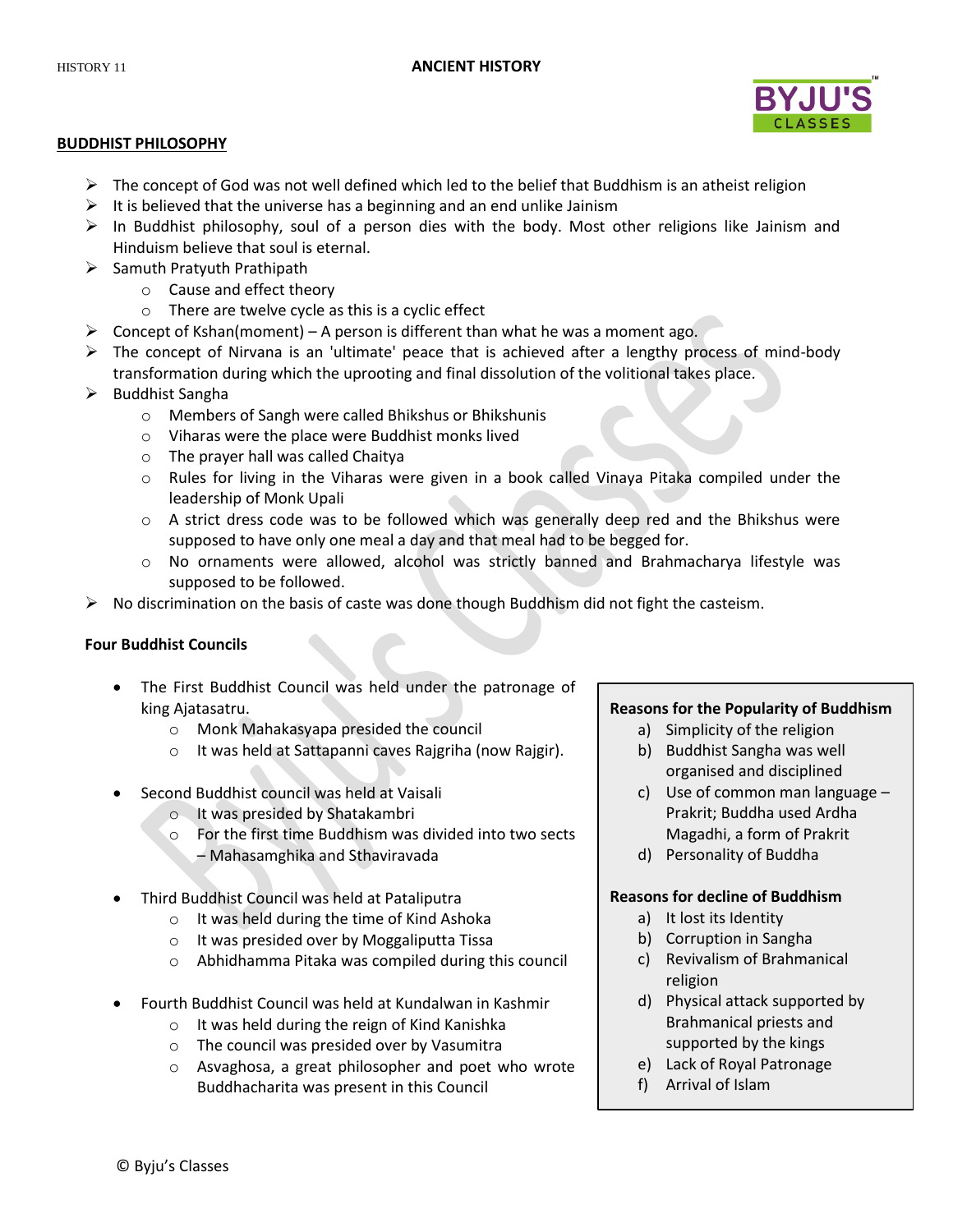## BUDDHIST PHILOSOPHY

- The concept of God was not well defined which led to the belief that Buddhism is an atheist religion
- It is believed that the universe has a beginning and an end unlike Jainism
- In Buddhist philosophy, soul of a person dies with the body. Most other religions like Jainism and Hinduism believe that soul is eternal.
- Samuth Pratyuth Prathipath
  - Cause and effect theory
  - There are twelve cycle as this is a cyclic effect
- Concept of Kshan(moment) – A person is different than what he was a moment ago.
- The concept of Nirvana is an 'ultimate' peace that is achieved after a lengthy process of mind-body transformation during which the uprooting and final dissolution of the volitional takes place.
- Buddhist Sangha
  - Members of Sangh were called Bhikshus or Bhikshunis
  - Viharas were the place were Buddhist monks lived
  - The prayer hall was called Chaitya
  - Rules for living in the Viharas were given in a book called Vinaya Pitaka compiled under the leadership of Monk Upali
  - A strict dress code was to be followed which was generally deep red and the Bhikshus were supposed to have only one meal a day and that meal had to be begged for.
  - No ornaments were allowed, alcohol was strictly banned and Brahmacharya lifestyle was supposed to be followed.
- No discrimination on the basis of caste was done though Buddhism did not fight the casteism.

### Four Buddhist Councils

- The First Buddhist Council was held under the patronage of king Ajatasatru.
  - Monk Mahakasyapa presided the council
  - It was held at Sattapanni caves Rajgriha (now Rajgir).
- Second Buddhist council was held at Vaisali
  - It was presided by Shatakambri
  - For the first time Buddhism was divided into two sects – Mahasamghika and Sthaviravada
- Third Buddhist Council was held at Pataliputra
  - It was held during the time of Kind Ashoka
  - It was presided over by Moggaliputta Tissa
  - Abhidhamma Pitaka was compiled during this council
- Fourth Buddhist Council was held at Kundalwan in Kashmir
  - It was held during the reign of Kind Kanishka
  - The council was presided over by Vasumitra
  - Asvaghosa, a great philosopher and poet who wrote Buddhacharita was present in this Council

**Reasons for the Popularity of Buddhism**

a) Simplicity of the religion
b) Buddhist Sangha was well organised and disciplined
c) Use of common man language – Prakrit; Buddha used Ardha Magadhi, a form of Prakrit
d) Personality of Buddha

**Reasons for decline of Buddhism**

a) It lost its Identity
b) Corruption in Sangha
c) Revivalism of Brahmanical religion
d) Physical attack supported by Brahmanical priests and supported by the kings
e) Lack of Royal Patronage
f) Arrival of Islam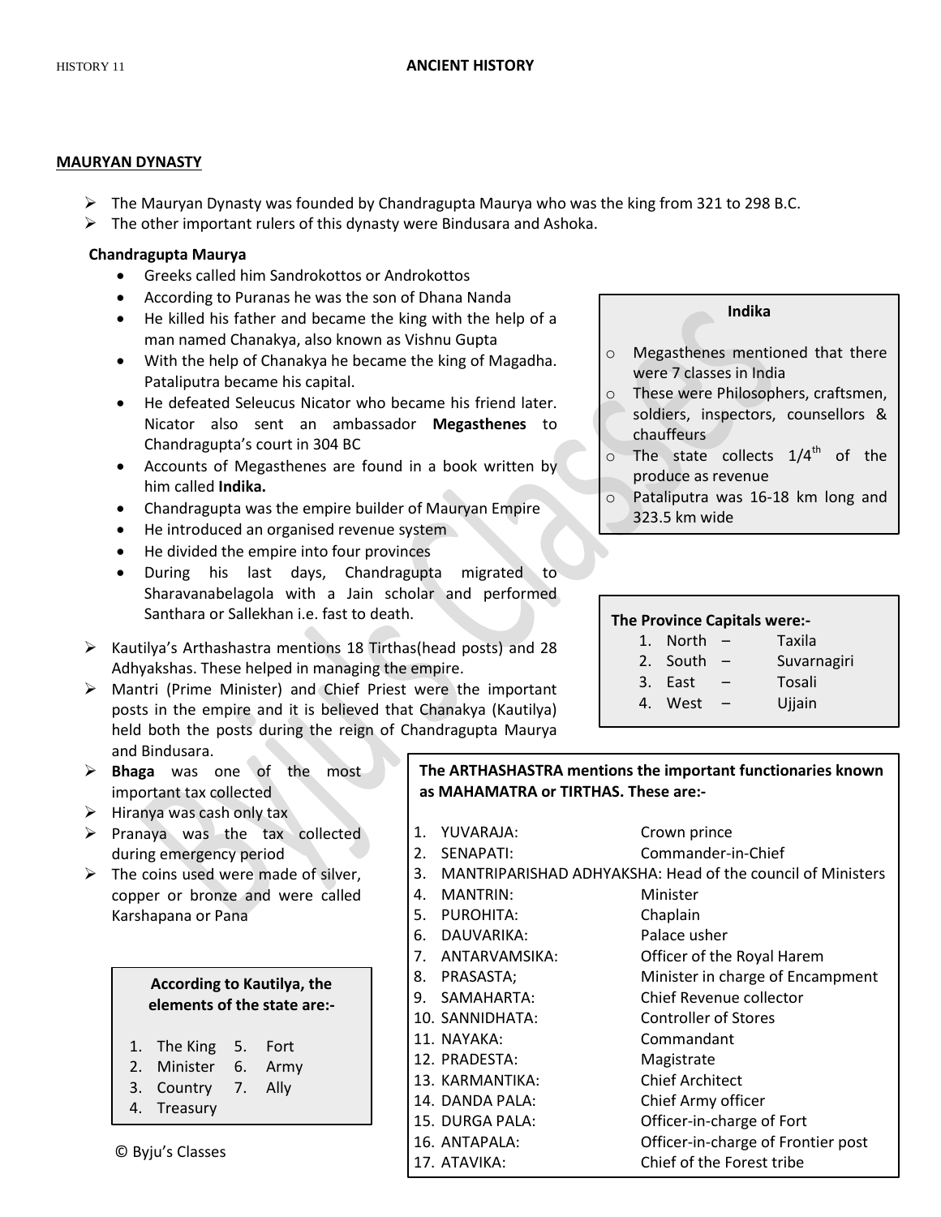## MAURYAN DYNASTY

- The Mauryan Dynasty was founded by Chandragupta Maurya who was the king from 321 to 298 B.C.
- The other important rulers of this dynasty were Bindusara and Ashoka.

### Chandragupta Maurya

- Greeks called him Sandrokottos or Androkottos
- According to Puranas he was the son of Dhana Nanda
- He killed his father and became the king with the help of a man named Chanakya, also known as Vishnu Gupta
- With the help of Chanakya he became the king of Magadha. Pataliputra became his capital.
- He defeated Seleucus Nicator who became his friend later. Nicator also sent an ambassador **Megasthenes** to Chandragupta's court in 304 BC
- Accounts of Megasthenes are found in a book written by him called **Indika.**
- Chandragupta was the empire builder of Mauryan Empire
- He introduced an organised revenue system
- He divided the empire into four provinces
- During his last days, Chandragupta migrated to Sharavanabelagola with a Jain scholar and performed Santhara or Sallekhan i.e. fast to death.

**Indika**

- Megasthenes mentioned that there were 7 classes in India
- These were Philosophers, craftsmen, soldiers, inspectors, counsellors & chauffeurs
- The state collects 1/4th of the produce as revenue
- Pataliputra was 16-18 km long and 323.5 km wide

**The Province Capitals were:-**

1. North – Taxila
2. South – Suvarnagiri
3. East – Tosali
4. West – Ujjain

- Kautilya's Arthashastra mentions 18 Tirthas(head posts) and 28 Adhyakshas. These helped in managing the empire.
- Mantri (Prime Minister) and Chief Priest were the important posts in the empire and it is believed that Chanakya (Kautilya) held both the posts during the reign of Chandragupta Maurya and Bindusara.
- **Bhaga** was one of the most important tax collected
- Hiranya was cash only tax
- Pranaya was the tax collected during emergency period
- The coins used were made of silver, copper or bronze and were called Karshapana or Pana

**According to Kautilya, the elements of the state are:-**

1. The King
2. Minister
3. Country
4. Treasury
5. Fort
6. Army
7. Ally

© Byju's Classes

**The ARTHASHASTRA mentions the important functionaries known as MAHAMATRA or TIRTHAS. These are:-**

1. YUVARAJA: Crown prince
2. SENAPATI: Commander-in-Chief
3. MANTRIPARISHAD ADHYAKSHA: Head of the council of Ministers
4. MANTRIN: Minister
5. PUROHITA: Chaplain
6. DAUVARIKA: Palace usher
7. ANTARVAMSIKA: Officer of the Royal Harem
8. PRASASTA; Minister in charge of Encampment
9. SAMAHARTA: Chief Revenue collector
10. SANNIDHATA: Controller of Stores
11. NAYAKA: Commandant
12. PRADESTA: Magistrate
13. KARMANTIKA: Chief Architect
14. DANDA PALA: Chief Army officer
15. DURGA PALA: Officer-in-charge of Fort
16. ANTAPALA: Officer-in-charge of Frontier post
17. ATAVIKA: Chief of the Forest tribe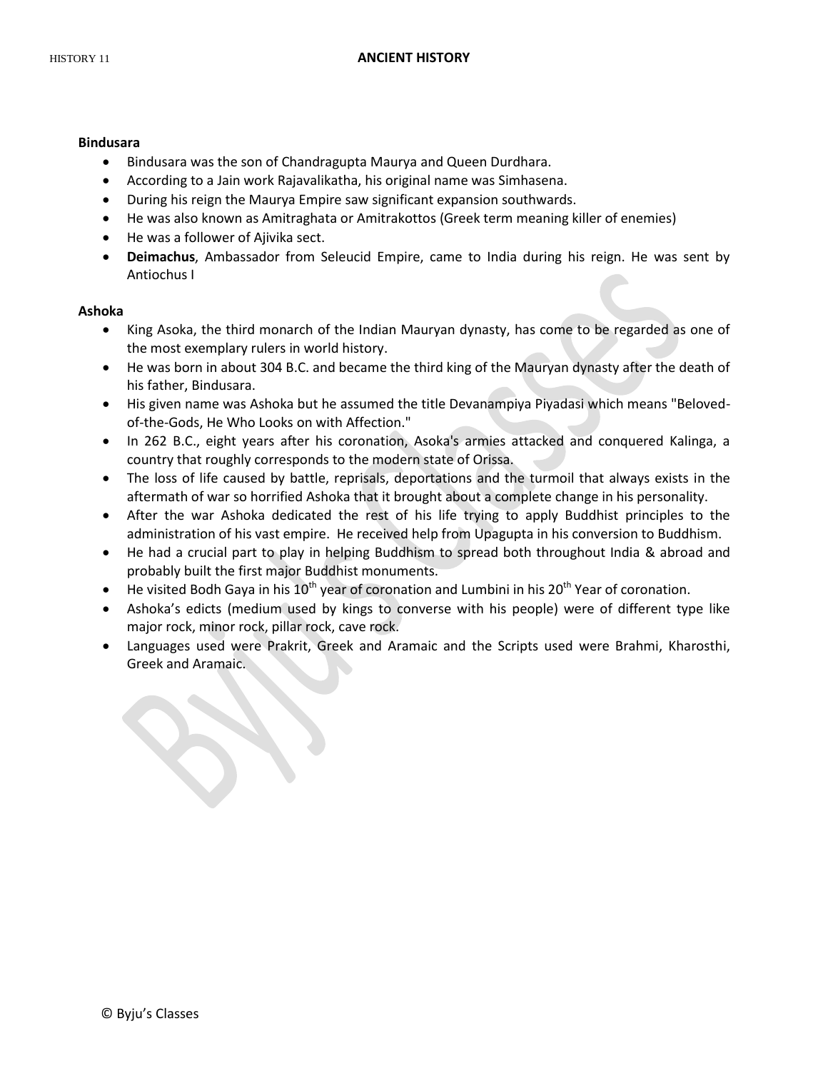**Bindusara**

- Bindusara was the son of Chandragupta Maurya and Queen Durdhara.
- According to a Jain work Rajavalikatha, his original name was Simhasena.
- During his reign the Maurya Empire saw significant expansion southwards.
- He was also known as Amitraghata or Amitrakottos (Greek term meaning killer of enemies)
- He was a follower of Ajivika sect.
- **Deimachus**, Ambassador from Seleucid Empire, came to India during his reign. He was sent by Antiochus I

**Ashoka**

- King Asoka, the third monarch of the Indian Mauryan dynasty, has come to be regarded as one of the most exemplary rulers in world history.
- He was born in about 304 B.C. and became the third king of the Mauryan dynasty after the death of his father, Bindusara.
- His given name was Ashoka but he assumed the title Devanampiya Piyadasi which means "Beloved-of-the-Gods, He Who Looks on with Affection."
- In 262 B.C., eight years after his coronation, Asoka's armies attacked and conquered Kalinga, a country that roughly corresponds to the modern state of Orissa.
- The loss of life caused by battle, reprisals, deportations and the turmoil that always exists in the aftermath of war so horrified Ashoka that it brought about a complete change in his personality.
- After the war Ashoka dedicated the rest of his life trying to apply Buddhist principles to the administration of his vast empire. He received help from Upagupta in his conversion to Buddhism.
- He had a crucial part to play in helping Buddhism to spread both throughout India & abroad and probably built the first major Buddhist monuments.
- He visited Bodh Gaya in his 10th year of coronation and Lumbini in his 20th Year of coronation.
- Ashoka's edicts (medium used by kings to converse with his people) were of different type like major rock, minor rock, pillar rock, cave rock.
- Languages used were Prakrit, Greek and Aramaic and the Scripts used were Brahmi, Kharosthi, Greek and Aramaic.